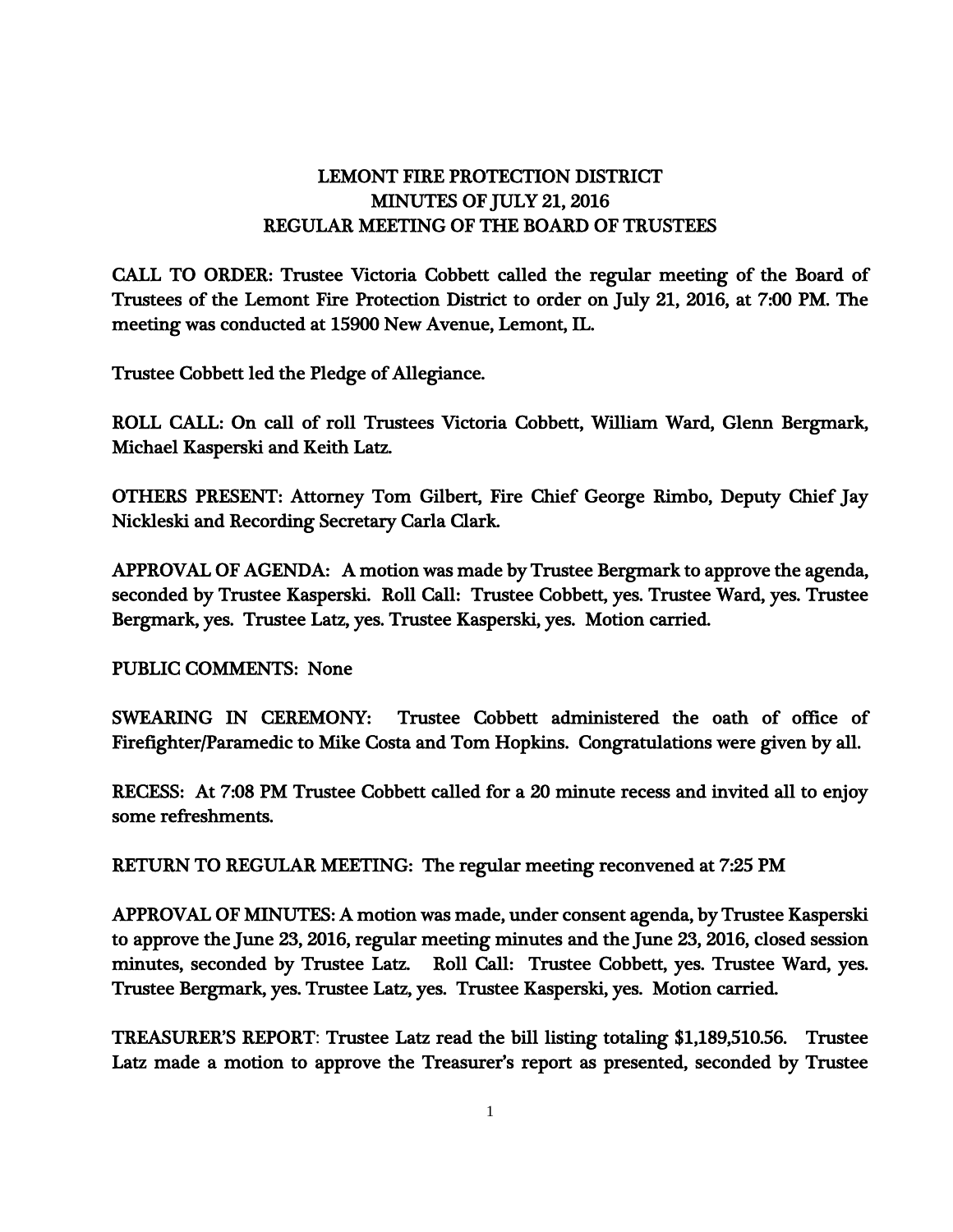# LEMONT FIRE PROTECTION DISTRICT
## MINUTES OF JULY 21, 2016
## REGULAR MEETING OF THE BOARD OF TRUSTEES

CALL TO ORDER: Trustee Victoria Cobbett called the regular meeting of the Board of Trustees of the Lemont Fire Protection District to order on July 21, 2016, at 7:00 PM. The meeting was conducted at 15900 New Avenue, Lemont, IL.

Trustee Cobbett led the Pledge of Allegiance.

ROLL CALL: On call of roll Trustees Victoria Cobbett, William Ward, Glenn Bergmark, Michael Kasperski and Keith Latz.

OTHERS PRESENT: Attorney Tom Gilbert, Fire Chief George Rimbo, Deputy Chief Jay Nickleski and Recording Secretary Carla Clark.

APPROVAL OF AGENDA: A motion was made by Trustee Bergmark to approve the agenda, seconded by Trustee Kasperski. Roll Call: Trustee Cobbett, yes. Trustee Ward, yes. Trustee Bergmark, yes. Trustee Latz, yes. Trustee Kasperski, yes. Motion carried.

PUBLIC COMMENTS: None

SWEARING IN CEREMONY: Trustee Cobbett administered the oath of office of Firefighter/Paramedic to Mike Costa and Tom Hopkins. Congratulations were given by all.

RECESS: At 7:08 PM Trustee Cobbett called for a 20 minute recess and invited all to enjoy some refreshments.

RETURN TO REGULAR MEETING: The regular meeting reconvened at 7:25 PM

APPROVAL OF MINUTES: A motion was made, under consent agenda, by Trustee Kasperski to approve the June 23, 2016, regular meeting minutes and the June 23, 2016, closed session minutes, seconded by Trustee Latz. Roll Call: Trustee Cobbett, yes. Trustee Ward, yes. Trustee Bergmark, yes. Trustee Latz, yes. Trustee Kasperski, yes. Motion carried.

TREASURER'S REPORT: Trustee Latz read the bill listing totaling $1,189,510.56. Trustee Latz made a motion to approve the Treasurer's report as presented, seconded by Trustee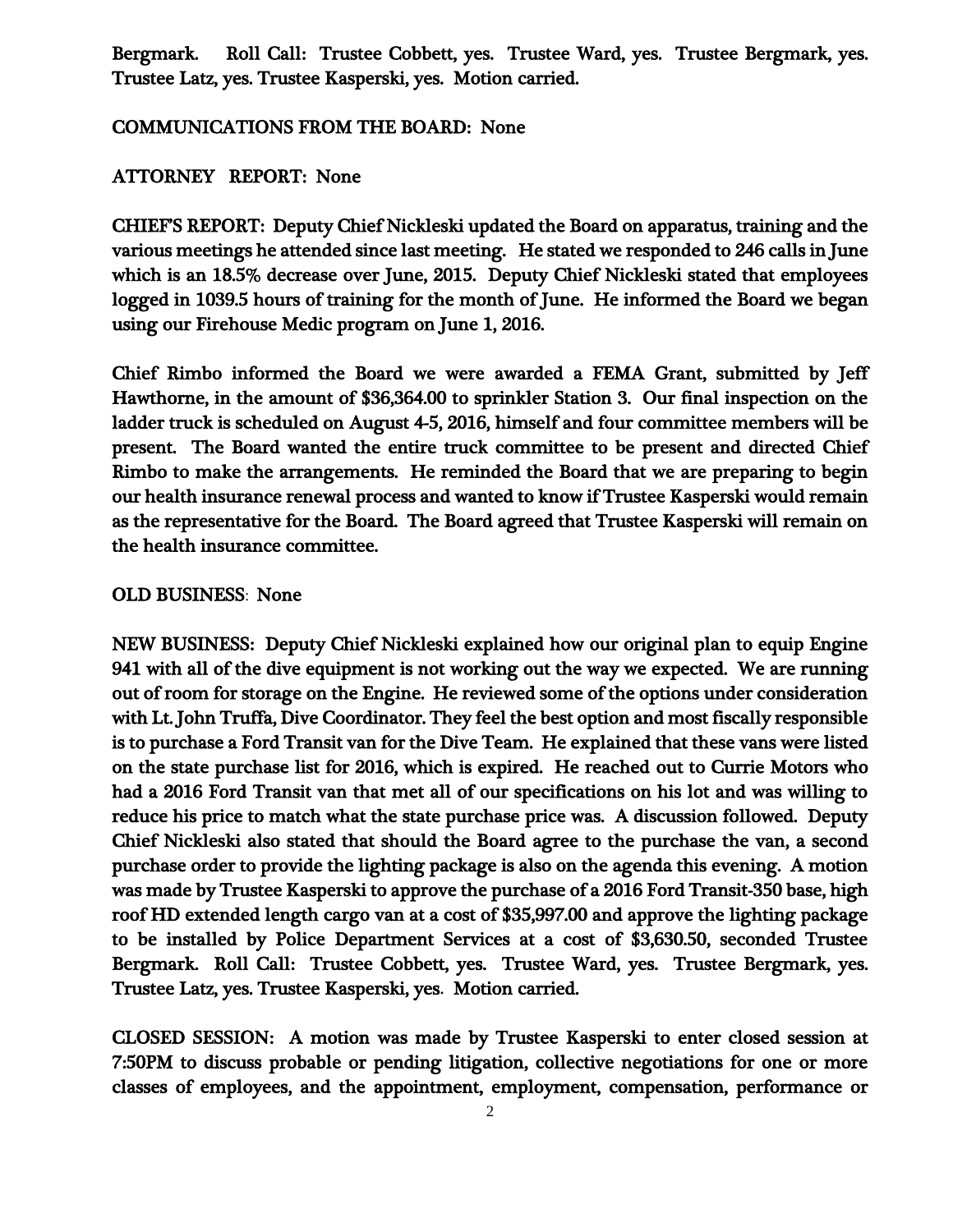Bergmark. Roll Call: Trustee Cobbett, yes. Trustee Ward, yes. Trustee Bergmark, yes. Trustee Latz, yes. Trustee Kasperski, yes. Motion carried.

COMMUNICATIONS FROM THE BOARD: None

ATTORNEY REPORT: None

CHIEF'S REPORT: Deputy Chief Nickleski updated the Board on apparatus, training and the various meetings he attended since last meeting. He stated we responded to 246 calls in June which is an 18.5% decrease over June, 2015. Deputy Chief Nickleski stated that employees logged in 1039.5 hours of training for the month of June. He informed the Board we began using our Firehouse Medic program on June 1, 2016.

Chief Rimbo informed the Board we were awarded a FEMA Grant, submitted by Jeff Hawthorne, in the amount of $36,364.00 to sprinkler Station 3. Our final inspection on the ladder truck is scheduled on August 4-5, 2016, himself and four committee members will be present. The Board wanted the entire truck committee to be present and directed Chief Rimbo to make the arrangements. He reminded the Board that we are preparing to begin our health insurance renewal process and wanted to know if Trustee Kasperski would remain as the representative for the Board. The Board agreed that Trustee Kasperski will remain on the health insurance committee.

OLD BUSINESS: None

NEW BUSINESS: Deputy Chief Nickleski explained how our original plan to equip Engine 941 with all of the dive equipment is not working out the way we expected. We are running out of room for storage on the Engine. He reviewed some of the options under consideration with Lt. John Truffa, Dive Coordinator. They feel the best option and most fiscally responsible is to purchase a Ford Transit van for the Dive Team. He explained that these vans were listed on the state purchase list for 2016, which is expired. He reached out to Currie Motors who had a 2016 Ford Transit van that met all of our specifications on his lot and was willing to reduce his price to match what the state purchase price was. A discussion followed. Deputy Chief Nickleski also stated that should the Board agree to the purchase the van, a second purchase order to provide the lighting package is also on the agenda this evening. A motion was made by Trustee Kasperski to approve the purchase of a 2016 Ford Transit-350 base, high roof HD extended length cargo van at a cost of $35,997.00 and approve the lighting package to be installed by Police Department Services at a cost of $3,630.50, seconded Trustee Bergmark. Roll Call: Trustee Cobbett, yes. Trustee Ward, yes. Trustee Bergmark, yes. Trustee Latz, yes. Trustee Kasperski, yes. Motion carried.

CLOSED SESSION: A motion was made by Trustee Kasperski to enter closed session at 7:50PM to discuss probable or pending litigation, collective negotiations for one or more classes of employees, and the appointment, employment, compensation, performance or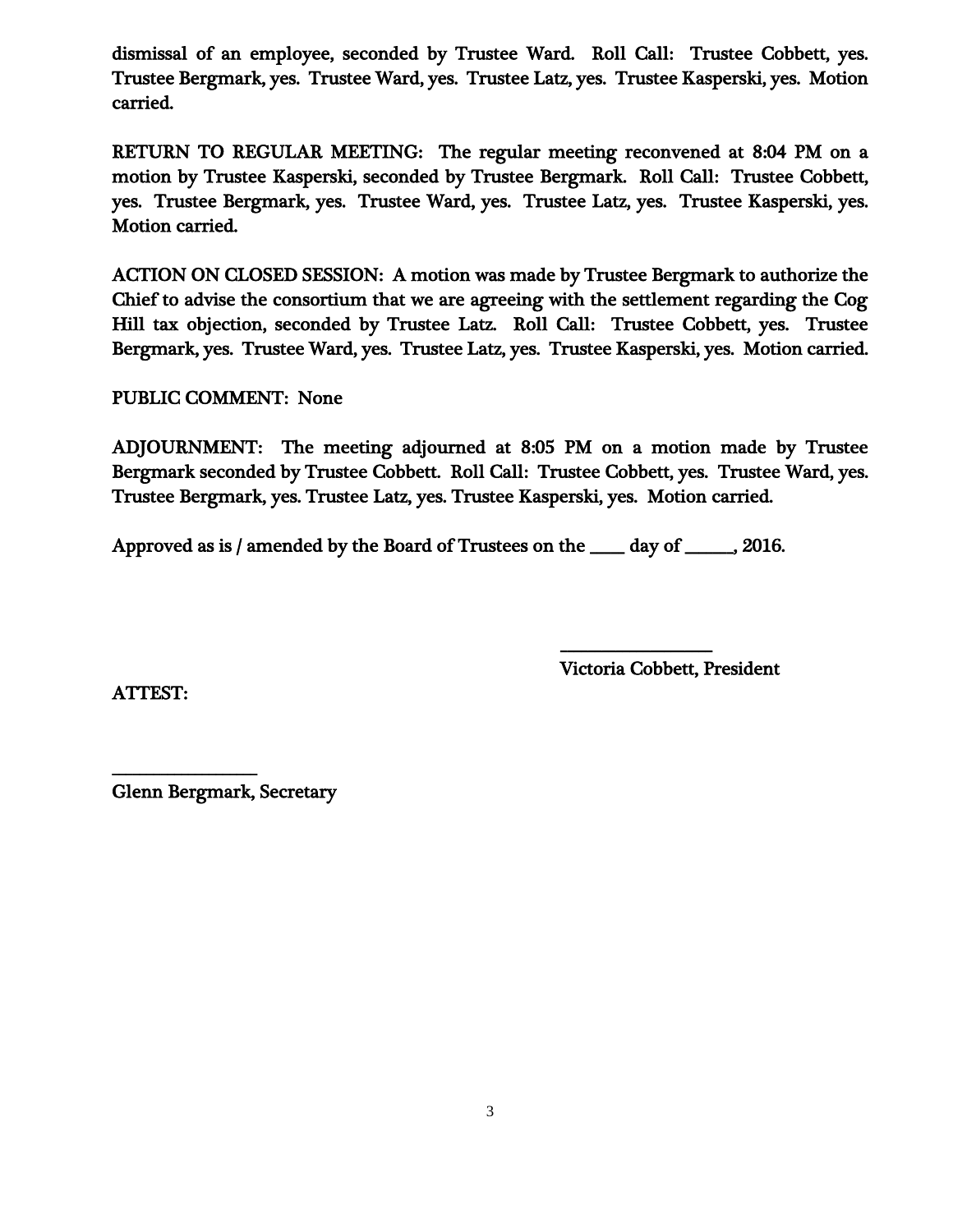dismissal of an employee, seconded by Trustee Ward. Roll Call: Trustee Cobbett, yes. Trustee Bergmark, yes. Trustee Ward, yes. Trustee Latz, yes. Trustee Kasperski, yes. Motion carried.

RETURN TO REGULAR MEETING: The regular meeting reconvened at 8:04 PM on a motion by Trustee Kasperski, seconded by Trustee Bergmark. Roll Call: Trustee Cobbett, yes. Trustee Bergmark, yes. Trustee Ward, yes. Trustee Latz, yes. Trustee Kasperski, yes. Motion carried.

ACTION ON CLOSED SESSION: A motion was made by Trustee Bergmark to authorize the Chief to advise the consortium that we are agreeing with the settlement regarding the Cog Hill tax objection, seconded by Trustee Latz. Roll Call: Trustee Cobbett, yes. Trustee Bergmark, yes. Trustee Ward, yes. Trustee Latz, yes. Trustee Kasperski, yes. Motion carried.

PUBLIC COMMENT: None

ADJOURNMENT: The meeting adjourned at 8:05 PM on a motion made by Trustee Bergmark seconded by Trustee Cobbett. Roll Call: Trustee Cobbett, yes. Trustee Ward, yes. Trustee Bergmark, yes. Trustee Latz, yes. Trustee Kasperski, yes. Motion carried.

Approved as is / amended by the Board of Trustees on the ____ day of _____, 2016.

_________________
Victoria Cobbett, President

ATTEST:

_________________
Glenn Bergmark, Secretary